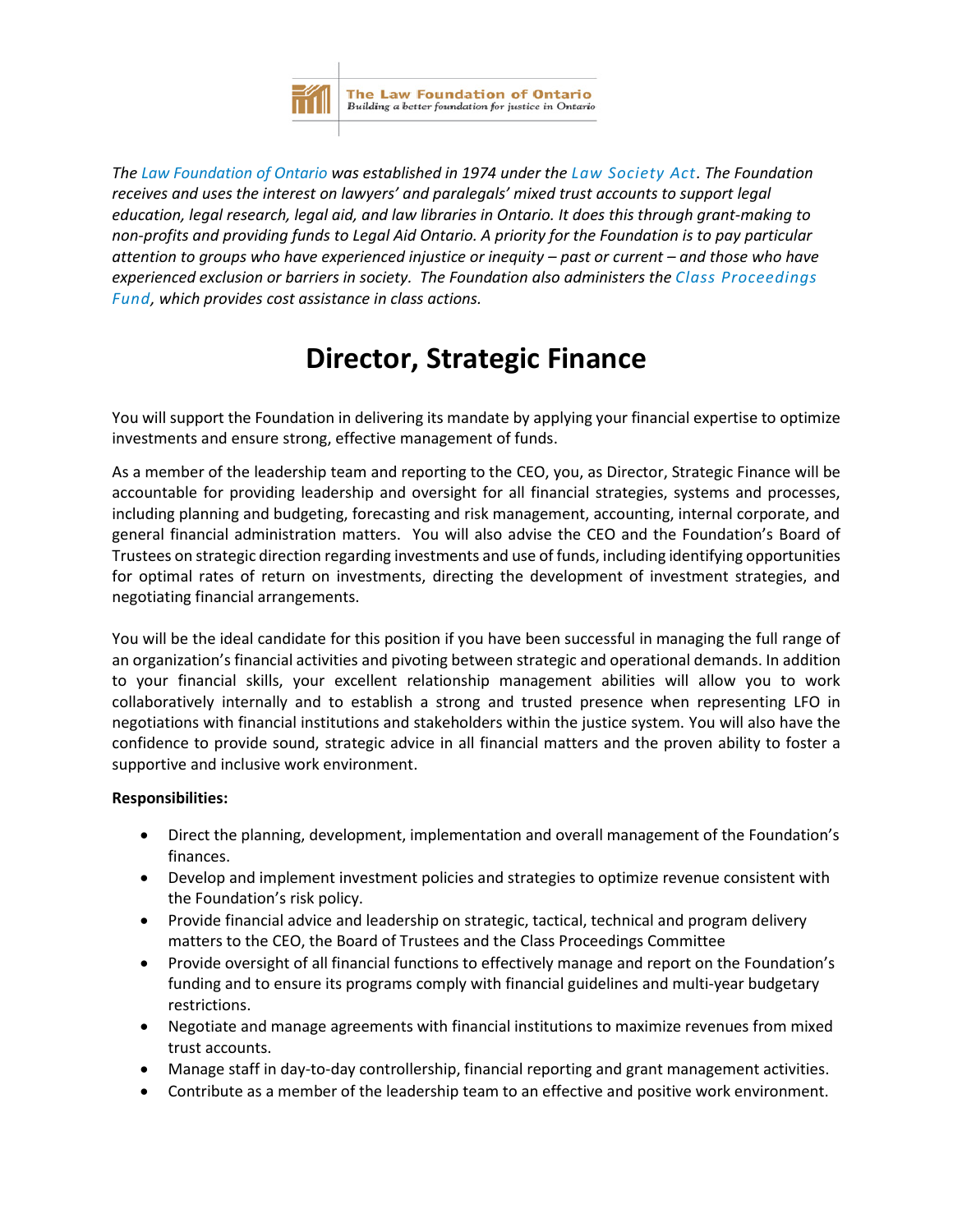The Law Foundation of Ontario
*Building a better foundation for justice in Ontario*

*The Law Foundation of Ontario was established in 1974 under the Law Society Act. The Foundation receives and uses the interest on lawyers' and paralegals' mixed trust accounts to support legal education, legal research, legal aid, and law libraries in Ontario. It does this through grant-making to non-profits and providing funds to Legal Aid Ontario. A priority for the Foundation is to pay particular attention to groups who have experienced injustice or inequity – past or current – and those who have experienced exclusion or barriers in society. The Foundation also administers the Class Proceedings Fund, which provides cost assistance in class actions.*

# Director, Strategic Finance

You will support the Foundation in delivering its mandate by applying your financial expertise to optimize investments and ensure strong, effective management of funds.

As a member of the leadership team and reporting to the CEO, you, as Director, Strategic Finance will be accountable for providing leadership and oversight for all financial strategies, systems and processes, including planning and budgeting, forecasting and risk management, accounting, internal corporate, and general financial administration matters. You will also advise the CEO and the Foundation's Board of Trustees on strategic direction regarding investments and use of funds, including identifying opportunities for optimal rates of return on investments, directing the development of investment strategies, and negotiating financial arrangements.

You will be the ideal candidate for this position if you have been successful in managing the full range of an organization's financial activities and pivoting between strategic and operational demands. In addition to your financial skills, your excellent relationship management abilities will allow you to work collaboratively internally and to establish a strong and trusted presence when representing LFO in negotiations with financial institutions and stakeholders within the justice system. You will also have the confidence to provide sound, strategic advice in all financial matters and the proven ability to foster a supportive and inclusive work environment.

**Responsibilities:**

- Direct the planning, development, implementation and overall management of the Foundation's finances.
- Develop and implement investment policies and strategies to optimize revenue consistent with the Foundation's risk policy.
- Provide financial advice and leadership on strategic, tactical, technical and program delivery matters to the CEO, the Board of Trustees and the Class Proceedings Committee
- Provide oversight of all financial functions to effectively manage and report on the Foundation's funding and to ensure its programs comply with financial guidelines and multi-year budgetary restrictions.
- Negotiate and manage agreements with financial institutions to maximize revenues from mixed trust accounts.
- Manage staff in day-to-day controllership, financial reporting and grant management activities.
- Contribute as a member of the leadership team to an effective and positive work environment.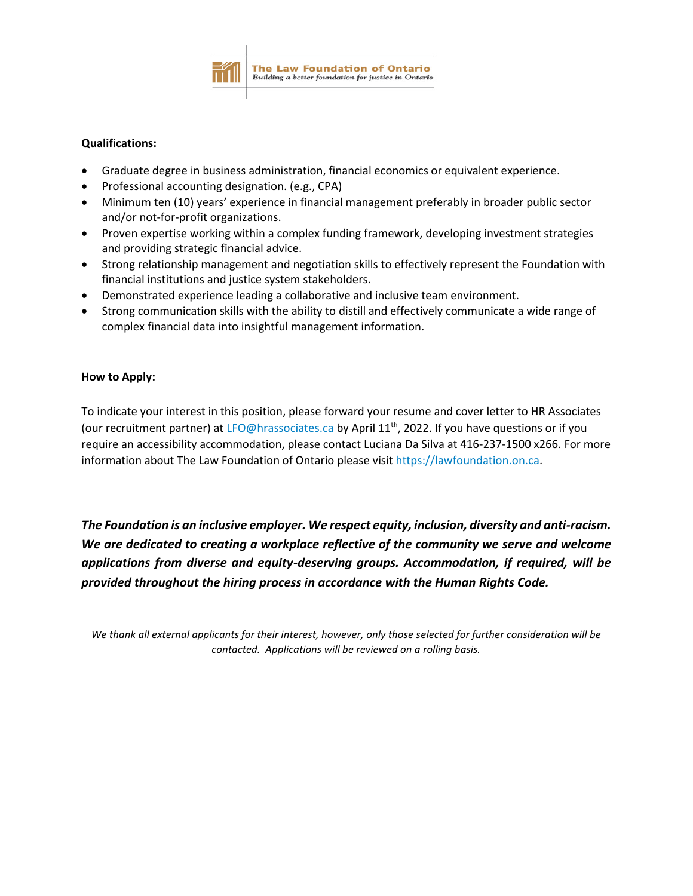**Qualifications:**

- Graduate degree in business administration, financial economics or equivalent experience.
- Professional accounting designation. (e.g., CPA)
- Minimum ten (10) years' experience in financial management preferably in broader public sector and/or not-for-profit organizations.
- Proven expertise working within a complex funding framework, developing investment strategies and providing strategic financial advice.
- Strong relationship management and negotiation skills to effectively represent the Foundation with financial institutions and justice system stakeholders.
- Demonstrated experience leading a collaborative and inclusive team environment.
- Strong communication skills with the ability to distill and effectively communicate a wide range of complex financial data into insightful management information.

**How to Apply:**

To indicate your interest in this position, please forward your resume and cover letter to HR Associates (our recruitment partner) at LFO@hrassociates.ca by April 11th, 2022. If you have questions or if you require an accessibility accommodation, please contact Luciana Da Silva at 416-237-1500 x266. For more information about The Law Foundation of Ontario please visit https://lawfoundation.on.ca.

***The Foundation is an inclusive employer. We respect equity, inclusion, diversity and anti-racism. We are dedicated to creating a workplace reflective of the community we serve and welcome applications from diverse and equity-deserving groups. Accommodation, if required, will be provided throughout the hiring process in accordance with the Human Rights Code.***

*We thank all external applicants for their interest, however, only those selected for further consideration will be contacted. Applications will be reviewed on a rolling basis.*